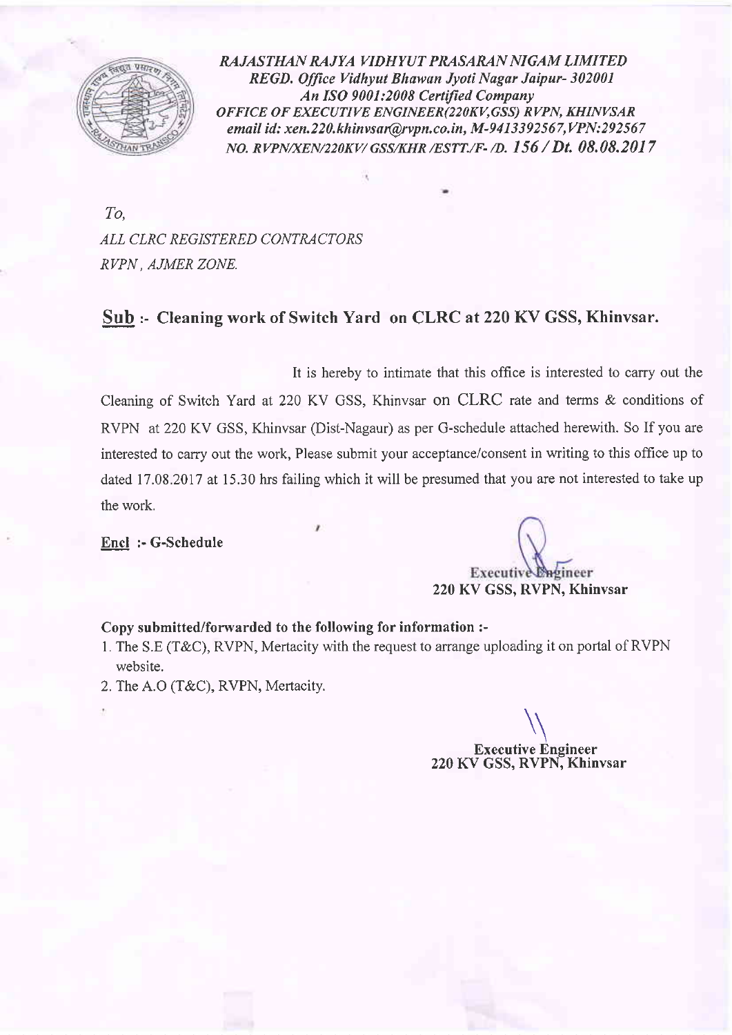*RAJASTHAN RAJYA VIDHYUT PRASARAN NIGAM LIMITED*
*REGD. Office Vidhyut Bhawan Jyoti Nagar Jaipur- 302001*
*An ISO 9001:2008 Certified Company*
*OFFICE OF EXECUTIVE ENGINEER(220KV,GSS) RVPN, KHINVSAR*
*email id: xen.220.khinvsar@rvpn.co.in, M-9413392567,VPN:292567*
*NO. RVPN/XEN/220KV/ GSS/KHR /ESTT./F- /D.* ***156 / Dt. 08.08.2017***

*To,*
*ALL CLRC REGISTERED CONTRACTORS*
*RVPN , AJMER ZONE.*

## Sub :- Cleaning work of Switch Yard on CLRC at 220 KV GSS, Khinvsar.

It is hereby to intimate that this office is interested to carry out the Cleaning of Switch Yard at 220 KV GSS, Khinvsar on CLRC rate and terms & conditions of RVPN at 220 KV GSS, Khinvsar (Dist-Nagaur) as per G-schedule attached herewith. So If you are interested to carry out the work, Please submit your acceptance/consent in writing to this office up to dated 17.08.2017 at 15.30 hrs failing which it will be presumed that you are not interested to take up the work.

**Encl :- G-Schedule**

**Executive Engineer**
**220 KV GSS, RVPN, Khinvsar**

**Copy submitted/forwarded to the following for information :-**

1. The S.E (T&C), RVPN, Mertacity with the request to arrange uploading it on portal of RVPN website.
2. The A.O (T&C), RVPN, Mertacity.

**Executive Engineer**
**220 KV GSS, RVPN, Khinvsar**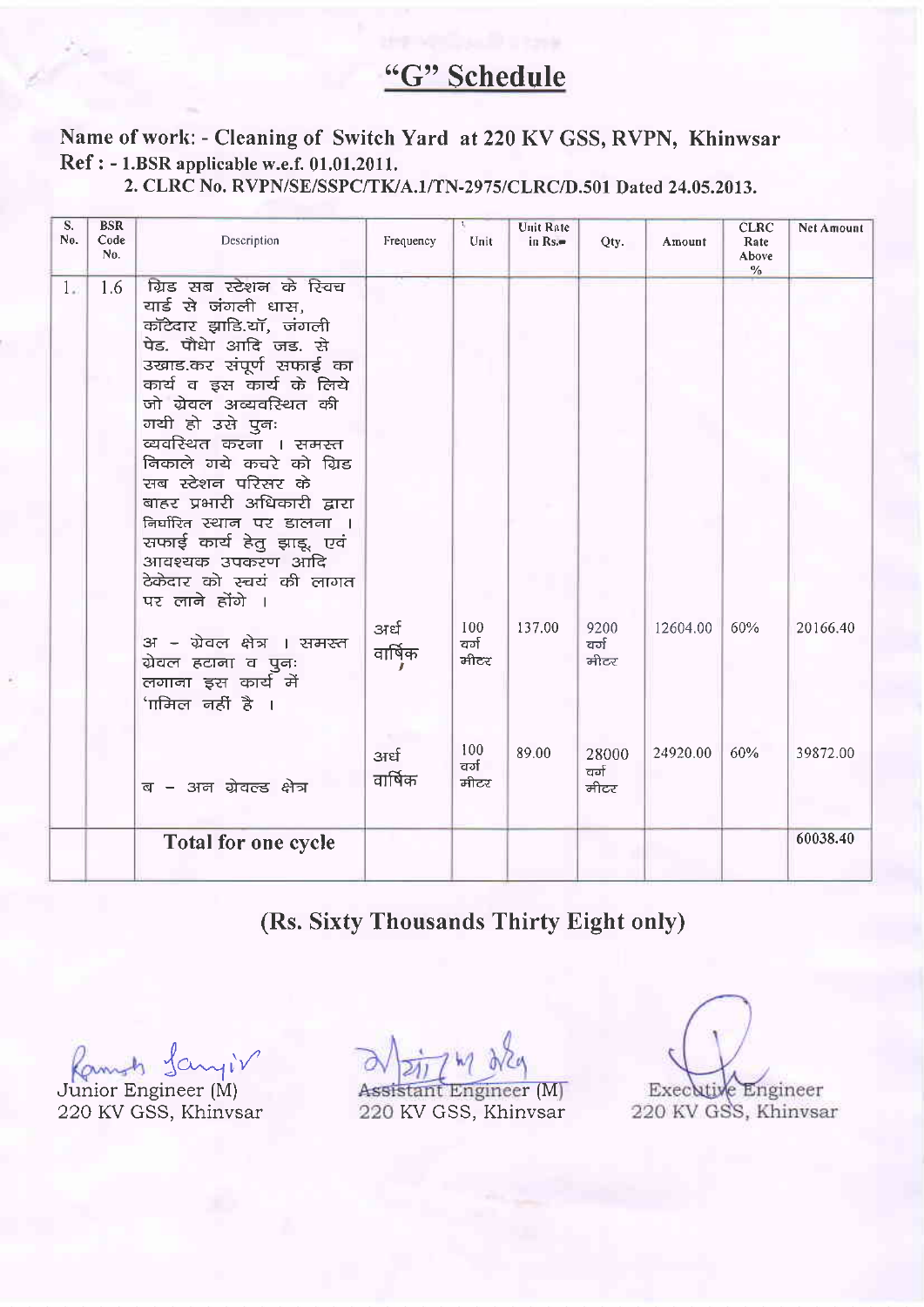# "G" Schedule

**Name of work: - Cleaning of Switch Yard at 220 KV GSS, RVPN, Khinwsar**

**Ref : - 1.BSR applicable w.e.f. 01.01.2011.**

**2. CLRC No. RVPN/SE/SSPC/TK/A.1/TN-2975/CLRC/D.501 Dated 24.05.2013.**

| S. No. | BSR Code No. | Description | Frequency | Unit | Unit Rate in Rs. | Qty. | Amount | CLRC Rate Above % | Net Amount |
|---|---|---|---|---|---|---|---|---|---|
| 1. | 1.6 | ग्रिड सब स्टेशन के स्विच यार्ड से जंगली घास, काँटेदार झाड़ियाँ, जंगली पेड़ पौधे आदि जड़ से उखाड़कर संपूर्ण सफाई का कार्य व इस कार्य के लिये जो ग्रेवल अव्यवस्थित की गयी हो उसे पुनः व्यवस्थित करना । समस्त निकाले गये कचरे को ग्रिड सब स्टेशन परिसर के बाहर प्रभारी अधिकारी द्वारा निर्धारित स्थान पर डालना । सफाई कार्य हेतु झाड़ू एवं आवश्यक उपकरण आदि ठेकेदार को स्वयं की लागत पर लाने होंगे । | | | | | | | |
| | | अ - ग्रेवल क्षेत्र । समस्त ग्रेवल हटाना व पुनः लगाना इस कार्य में शामिल नहीं है । | अर्ध वार्षिक | 100 वर्ग मीटर | 137.00 | 9200 वर्ग मीटर | 12604.00 | 60% | 20166.40 |
| | | ब - अन ग्रेवल्ड क्षेत्र | अर्ध वार्षिक | 100 वर्ग मीटर | 89.00 | 28000 वर्ग मीटर | 24920.00 | 60% | 39872.00 |
| | | **Total for one cycle** | | | | | | | 60038.40 |

**(Rs. Sixty Thousands Thirty Eight only)**

Junior Engineer (M)
220 KV GSS, Khinvsar

Assistant Engineer (M)
220 KV GSS, Khinvsar

Executive Engineer
220 KV GSS, Khinvsar